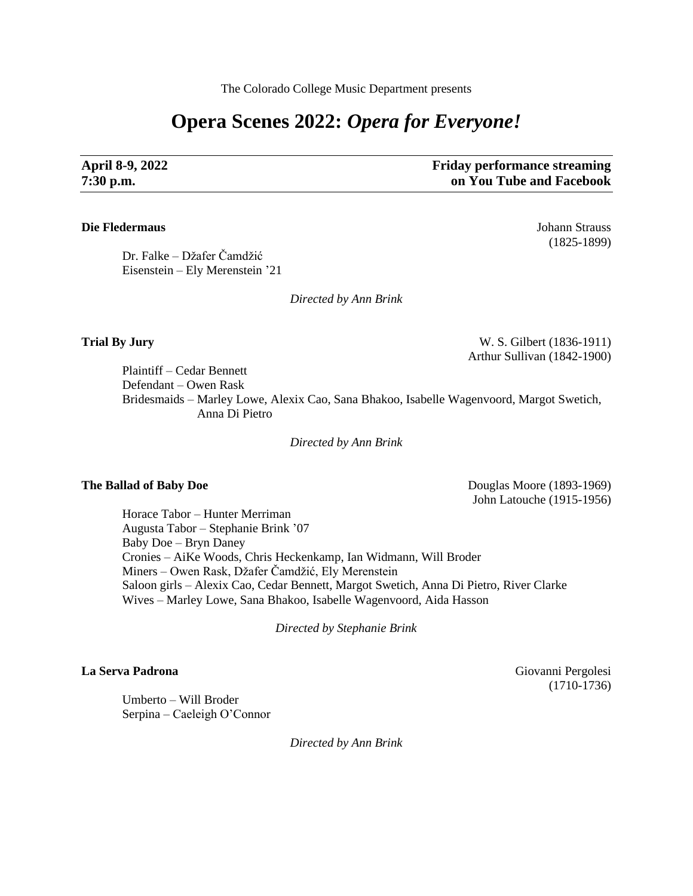The Colorado College Music Department presents

# Opera Scenes 2022: *Opera for Everyone!*

**April 8-9, 2022**
**7:30 p.m.**

**Friday performance streaming on You Tube and Facebook**

---

**Die Fledermaus** — Johann Strauss (1825-1899)

Dr. Falke – Džafer Čamdžić
Eisenstein – Ely Merenstein '21

*Directed by Ann Brink*

**Trial By Jury** — W. S. Gilbert (1836-1911), Arthur Sullivan (1842-1900)

Plaintiff – Cedar Bennett
Defendant – Owen Rask
Bridesmaids – Marley Lowe, Alexix Cao, Sana Bhakoo, Isabelle Wagenvoord, Margot Swetich, Anna Di Pietro

*Directed by Ann Brink*

**The Ballad of Baby Doe** — Douglas Moore (1893-1969), John Latouche (1915-1956)

Horace Tabor – Hunter Merriman
Augusta Tabor – Stephanie Brink '07
Baby Doe – Bryn Daney
Cronies – AiKe Woods, Chris Heckenkamp, Ian Widmann, Will Broder
Miners – Owen Rask, Džafer Čamdžić, Ely Merenstein
Saloon girls – Alexix Cao, Cedar Bennett, Margot Swetich, Anna Di Pietro, River Clarke
Wives – Marley Lowe, Sana Bhakoo, Isabelle Wagenvoord, Aida Hasson

*Directed by Stephanie Brink*

**La Serva Padrona** — Giovanni Pergolesi (1710-1736)

Umberto – Will Broder
Serpina – Caeleigh O'Connor

*Directed by Ann Brink*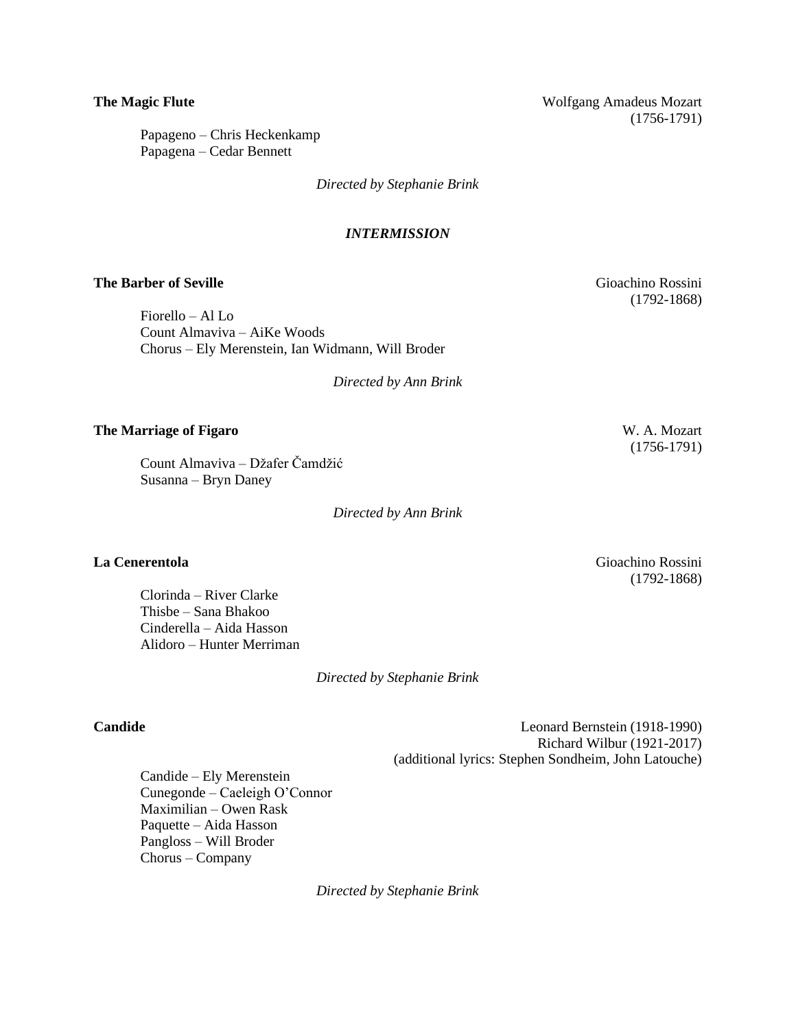**The Magic Flute** Wolfgang Amadeus Mozart (1756-1791)

Papageno – Chris Heckenkamp
Papagena – Cedar Bennett

*Directed by Stephanie Brink*

***INTERMISSION***

**The Barber of Seville** Gioachino Rossini (1792-1868)

Fiorello – Al Lo
Count Almaviva – AiKe Woods
Chorus – Ely Merenstein, Ian Widmann, Will Broder

*Directed by Ann Brink*

**The Marriage of Figaro** W. A. Mozart (1756-1791)

Count Almaviva – Džafer Čamdžić
Susanna – Bryn Daney

*Directed by Ann Brink*

**La Cenerentola** Gioachino Rossini (1792-1868)

Clorinda – River Clarke
Thisbe – Sana Bhakoo
Cinderella – Aida Hasson
Alidoro – Hunter Merriman

*Directed by Stephanie Brink*

**Candide** Leonard Bernstein (1918-1990)
Richard Wilbur (1921-2017)
(additional lyrics: Stephen Sondheim, John Latouche)

Candide – Ely Merenstein
Cunegonde – Caeleigh O'Connor
Maximilian – Owen Rask
Paquette – Aida Hasson
Pangloss – Will Broder
Chorus – Company

*Directed by Stephanie Brink*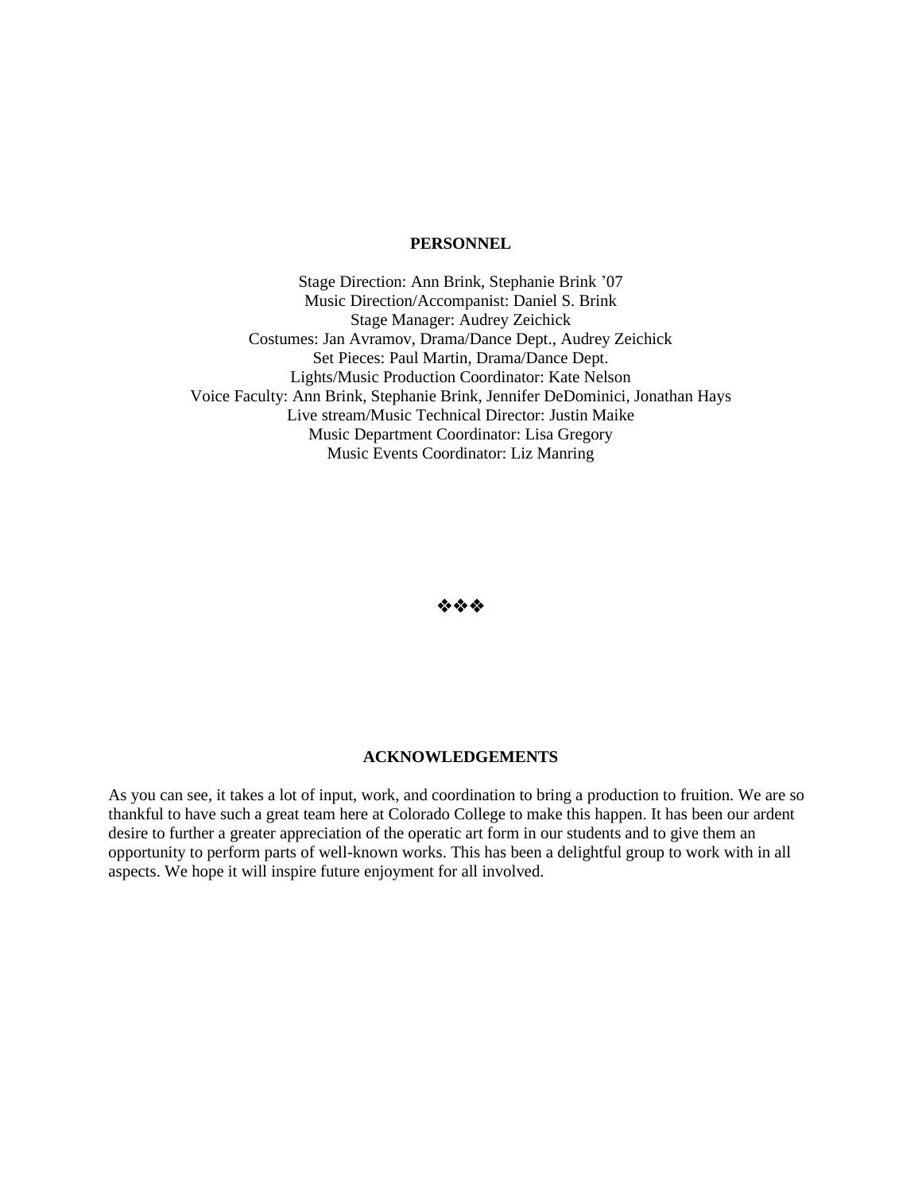## PERSONNEL

Stage Direction: Ann Brink, Stephanie Brink ’07
Music Direction/Accompanist: Daniel S. Brink
Stage Manager: Audrey Zeichick
Costumes: Jan Avramov, Drama/Dance Dept., Audrey Zeichick
Set Pieces: Paul Martin, Drama/Dance Dept.
Lights/Music Production Coordinator: Kate Nelson
Voice Faculty: Ann Brink, Stephanie Brink, Jennifer DeDominici, Jonathan Hays
Live stream/Music Technical Director: Justin Maike
Music Department Coordinator: Lisa Gregory
Music Events Coordinator: Liz Manring

❖❖❖

## ACKNOWLEDGEMENTS

As you can see, it takes a lot of input, work, and coordination to bring a production to fruition. We are so thankful to have such a great team here at Colorado College to make this happen. It has been our ardent desire to further a greater appreciation of the operatic art form in our students and to give them an opportunity to perform parts of well-known works. This has been a delightful group to work with in all aspects. We hope it will inspire future enjoyment for all involved.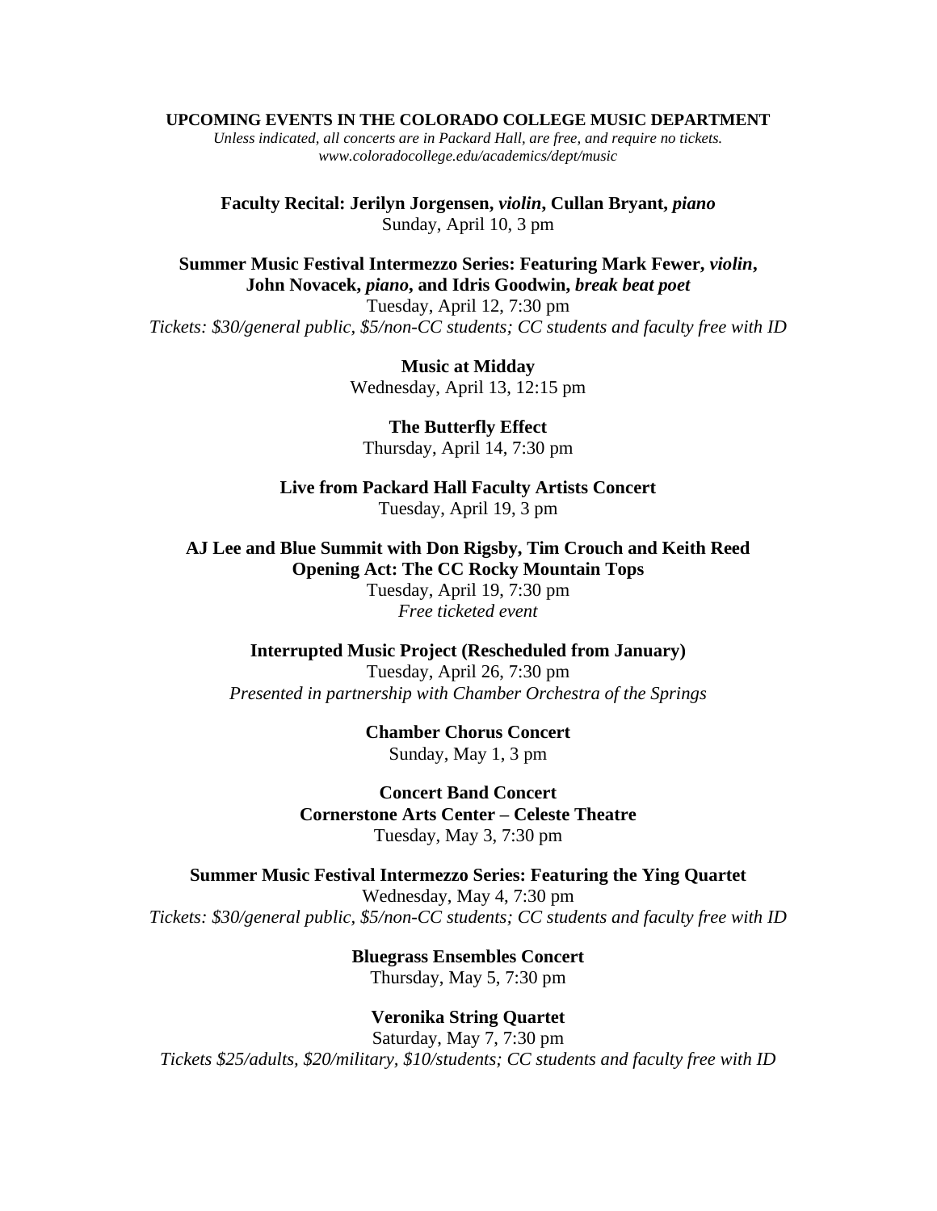**UPCOMING EVENTS IN THE COLORADO COLLEGE MUSIC DEPARTMENT**

*Unless indicated, all concerts are in Packard Hall, are free, and require no tickets.*
*www.coloradocollege.edu/academics/dept/music*

**Faculty Recital: Jerilyn Jorgensen, *violin*, Cullan Bryant, *piano***
Sunday, April 10, 3 pm

**Summer Music Festival Intermezzo Series: Featuring Mark Fewer, *violin*, John Novacek, *piano*, and Idris Goodwin, *break beat poet***
Tuesday, April 12, 7:30 pm
*Tickets: $30/general public, $5/non-CC students; CC students and faculty free with ID*

**Music at Midday**
Wednesday, April 13, 12:15 pm

**The Butterfly Effect**
Thursday, April 14, 7:30 pm

**Live from Packard Hall Faculty Artists Concert**
Tuesday, April 19, 3 pm

**AJ Lee and Blue Summit with Don Rigsby, Tim Crouch and Keith Reed**
**Opening Act: The CC Rocky Mountain Tops**
Tuesday, April 19, 7:30 pm
*Free ticketed event*

**Interrupted Music Project (Rescheduled from January)**
Tuesday, April 26, 7:30 pm
*Presented in partnership with Chamber Orchestra of the Springs*

**Chamber Chorus Concert**
Sunday, May 1, 3 pm

**Concert Band Concert**
**Cornerstone Arts Center – Celeste Theatre**
Tuesday, May 3, 7:30 pm

**Summer Music Festival Intermezzo Series: Featuring the Ying Quartet**
Wednesday, May 4, 7:30 pm
*Tickets: $30/general public, $5/non-CC students; CC students and faculty free with ID*

**Bluegrass Ensembles Concert**
Thursday, May 5, 7:30 pm

**Veronika String Quartet**
Saturday, May 7, 7:30 pm
*Tickets $25/adults, $20/military, $10/students; CC students and faculty free with ID*